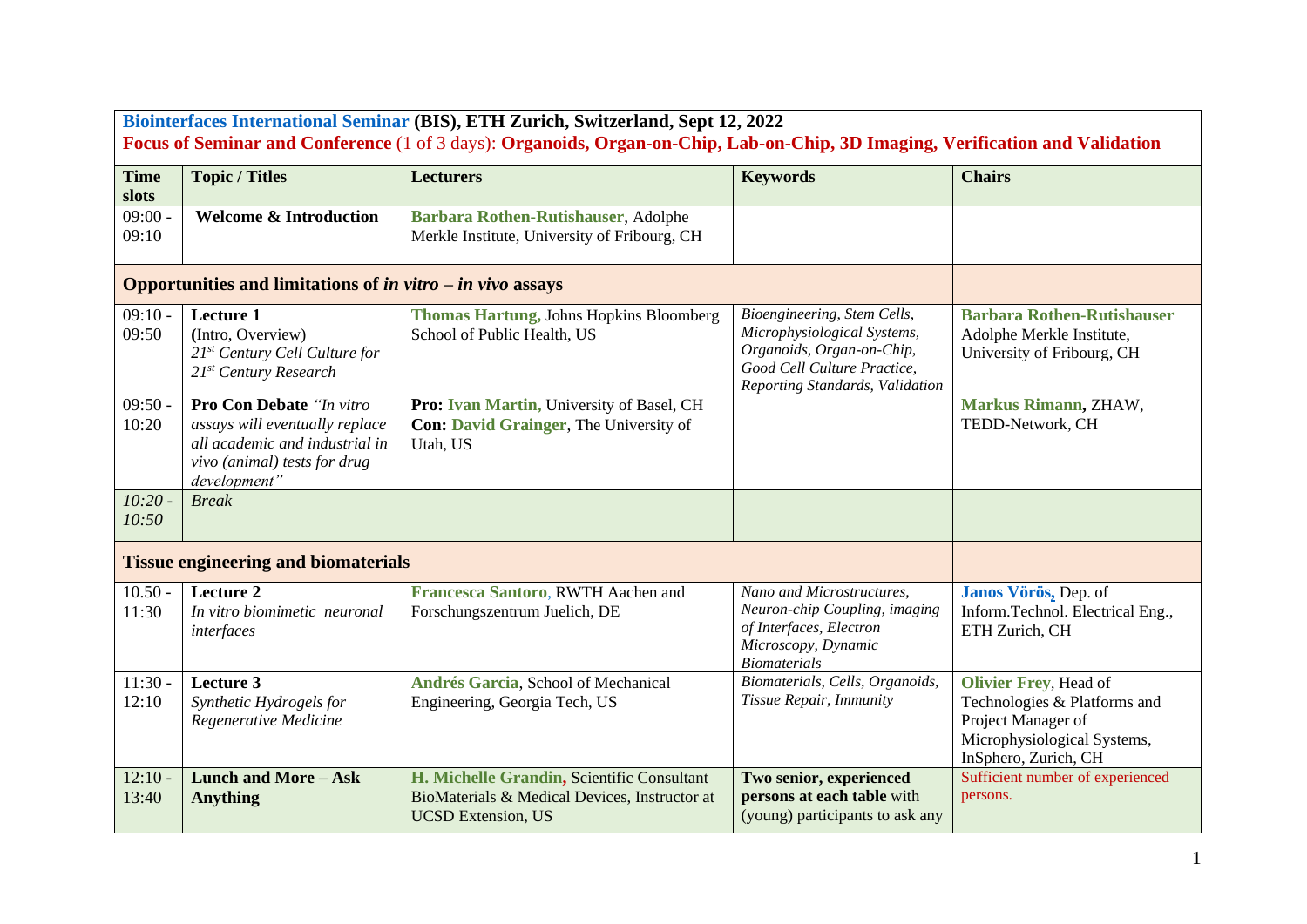**Biointerfaces International Seminar (BIS), ETH Zurich, Switzerland, Sept 12, 2022**

**Focus of Seminar and Conference** (1 of 3 days): **Organoids, Organ-on-Chip, Lab-on-Chip, 3D Imaging, Verification and Validation**

| Time slots | Topic / Titles | Lecturers | Keywords | Chairs |
|---|---|---|---|---|
| 09:00 - 09:10 | **Welcome & Introduction** | **Barbara Rothen-Rutishauser**, Adolphe Merkle Institute, University of Fribourg, CH | | |
| **Opportunities and limitations of *in vitro – in vivo* assays** | | | | |
| 09:10 - 09:50 | **Lecture 1** (Intro, Overview) *21st Century Cell Culture for 21st Century Research* | **Thomas Hartung,** Johns Hopkins Bloomberg School of Public Health, US | *Bioengineering, Stem Cells, Microphysiological Systems, Organoids, Organ-on-Chip, Good Cell Culture Practice, Reporting Standards, Validation* | **Barbara Rothen-Rutishauser** Adolphe Merkle Institute, University of Fribourg, CH |
| 09:50 - 10:20 | **Pro Con Debate** *"In vitro assays will eventually replace all academic and industrial in vivo (animal) tests for drug development"* | **Pro: Ivan Martin,** University of Basel, CH **Con: David Grainger**, The University of Utah, US | | **Markus Rimann,** ZHAW, TEDD-Network, CH |
| *10:20 - 10:50* | *Break* | | | |
| **Tissue engineering and biomaterials** | | | | |
| 10.50 - 11:30 | **Lecture 2** *In vitro biomimetic neuronal interfaces* | **Francesca Santoro**, RWTH Aachen and Forschungszentrum Juelich, DE | *Nano and Microstructures, Neuron-chip Coupling, imaging of Interfaces, Electron Microscopy, Dynamic Biomaterials* | **Janos Vörös**, Dep. of Inform.Technol. Electrical Eng., ETH Zurich, CH |
| 11:30 - 12:10 | **Lecture 3** *Synthetic Hydrogels for Regenerative Medicine* | **Andrés Garcia**, School of Mechanical Engineering, Georgia Tech, US | *Biomaterials, Cells, Organoids, Tissue Repair, Immunity* | **Olivier Frey**, Head of Technologies & Platforms and Project Manager of Microphysiological Systems, InSphero, Zurich, CH |
| 12:10 - 13:40 | **Lunch and More – Ask Anything** | **H. Michelle Grandin,** Scientific Consultant BioMaterials & Medical Devices, Instructor at UCSD Extension, US | **Two senior, experienced persons at each table** with (young) participants to ask any | Sufficient number of experienced persons. |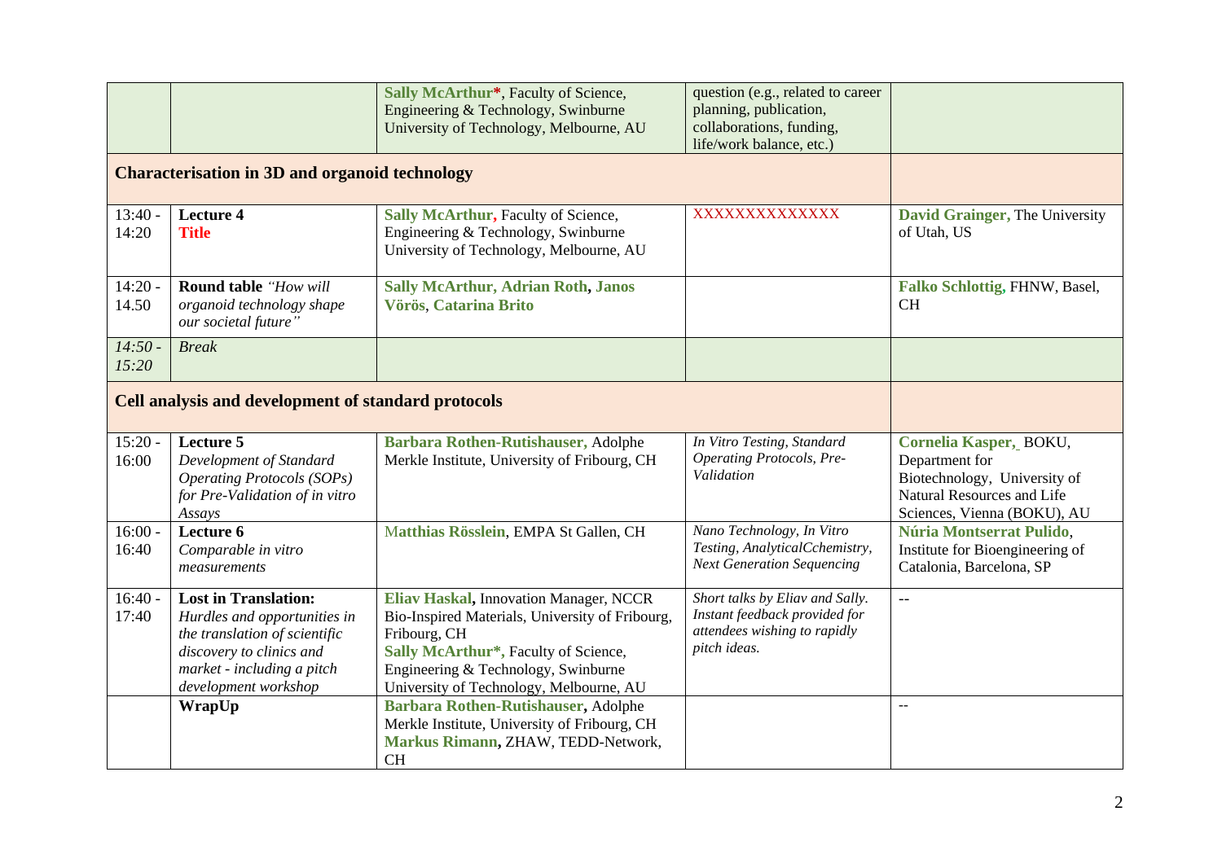| | | | | |
|---|---|---|---|---|
| | | **Sally McArthur***, Faculty of Science, Engineering & Technology, Swinburne University of Technology, Melbourne, AU | question (e.g., related to career planning, publication, collaborations, funding, life/work balance, etc.) | |
| **Characterisation in 3D and organoid technology** | | | | |
| 13:40 - 14:20 | **Lecture 4** **Title** | **Sally McArthur,** Faculty of Science, Engineering & Technology, Swinburne University of Technology, Melbourne, AU | XXXXXXXXXXXXX | **David Grainger,** The University of Utah, US |
| 14:20 - 14.50 | **Round table** *"How will organoid technology shape our societal future"* | **Sally McArthur, Adrian Roth, Janos Vörös**, **Catarina Brito** | | **Falko Schlottig,** FHNW, Basel, CH |
| *14:50 - 15:20* | *Break* | | | |
| **Cell analysis and development of standard protocols** | | | | |
| 15:20 - 16:00 | **Lecture 5** *Development of Standard Operating Protocols (SOPs) for Pre-Validation of in vitro Assays* | **Barbara Rothen-Rutishauser,** Adolphe Merkle Institute, University of Fribourg, CH | *In Vitro Testing, Standard Operating Protocols, Pre-Validation* | **Cornelia Kasper,** BOKU, Department for Biotechnology, University of Natural Resources and Life Sciences, Vienna (BOKU), AU |
| 16:00 - 16:40 | **Lecture 6** *Comparable in vitro measurements* | **Matthias Rösslein**, EMPA St Gallen, CH | *Nano Technology, In Vitro Testing, AnalyticalCchemistry, Next Generation Sequencing* | **Núria Montserrat Pulido**, Institute for Bioengineering of Catalonia, Barcelona, SP |
| 16:40 - 17:40 | **Lost in Translation:** *Hurdles and opportunities in the translation of scientific discovery to clinics and market - including a pitch development workshop* | **Eliav Haskal,** Innovation Manager, NCCR Bio-Inspired Materials, University of Fribourg, Fribourg, CH **Sally McArthur*,** Faculty of Science, Engineering & Technology, Swinburne University of Technology, Melbourne, AU | *Short talks by Eliav and Sally. Instant feedback provided for attendees wishing to rapidly pitch ideas.* | -- |
| | **WrapUp** | **Barbara Rothen-Rutishauser,** Adolphe Merkle Institute, University of Fribourg, CH **Markus Rimann,** ZHAW, TEDD-Network, CH | | -- |